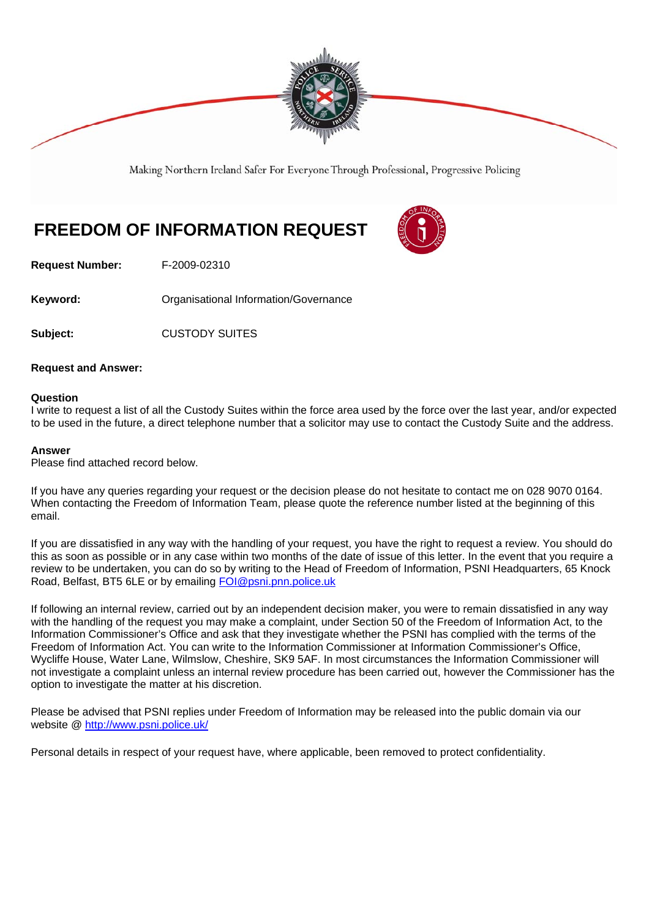Making Northern Ireland Safer For Everyone Through Professional, Progressive Policing

# FREEDOM OF INFORMATION REQUEST

**Request Number:** F-2009-02310

**Keyword:** Organisational Information/Governance

**Subject:** CUSTODY SUITES

**Request and Answer:**

**Question**
I write to request a list of all the Custody Suites within the force area used by the force over the last year, and/or expected to be used in the future, a direct telephone number that a solicitor may use to contact the Custody Suite and the address.

**Answer**
Please find attached record below.

If you have any queries regarding your request or the decision please do not hesitate to contact me on 028 9070 0164. When contacting the Freedom of Information Team, please quote the reference number listed at the beginning of this email.

If you are dissatisfied in any way with the handling of your request, you have the right to request a review. You should do this as soon as possible or in any case within two months of the date of issue of this letter. In the event that you require a review to be undertaken, you can do so by writing to the Head of Freedom of Information, PSNI Headquarters, 65 Knock Road, Belfast, BT5 6LE or by emailing FOI@psni.pnn.police.uk

If following an internal review, carried out by an independent decision maker, you were to remain dissatisfied in any way with the handling of the request you may make a complaint, under Section 50 of the Freedom of Information Act, to the Information Commissioner's Office and ask that they investigate whether the PSNI has complied with the terms of the Freedom of Information Act. You can write to the Information Commissioner at Information Commissioner's Office, Wycliffe House, Water Lane, Wilmslow, Cheshire, SK9 5AF. In most circumstances the Information Commissioner will not investigate a complaint unless an internal review procedure has been carried out, however the Commissioner has the option to investigate the matter at his discretion.

Please be advised that PSNI replies under Freedom of Information may be released into the public domain via our website @ http://www.psni.police.uk/

Personal details in respect of your request have, where applicable, been removed to protect confidentiality.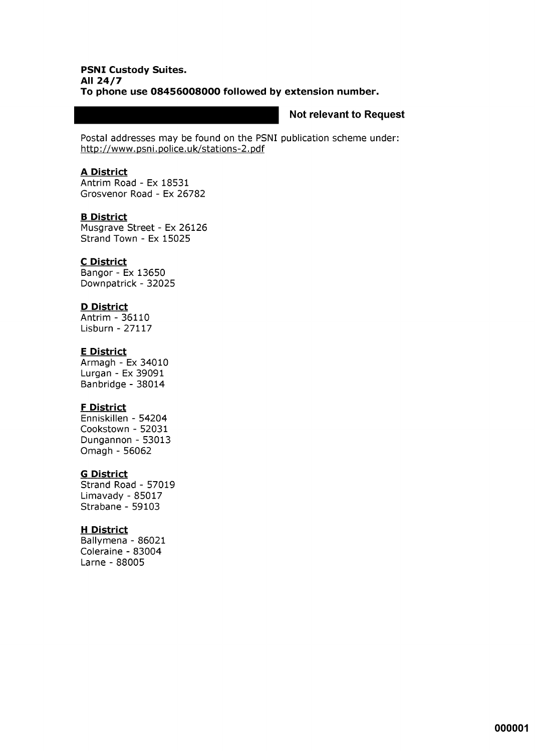**PSNI Custody Suites.**
**All 24/7**
**To phone use 08456008000 followed by extension number.**

**Not relevant to Request**

Postal addresses may be found on the PSNI publication scheme under:
http://www.psni.police.uk/stations-2.pdf

**A District**
Antrim Road - Ex 18531
Grosvenor Road - Ex 26782

**B District**
Musgrave Street - Ex 26126
Strand Town - Ex 15025

**C District**
Bangor - Ex 13650
Downpatrick - 32025

**D District**
Antrim - 36110
Lisburn - 27117

**E District**
Armagh - Ex 34010
Lurgan - Ex 39091
Banbridge - 38014

**F District**
Enniskillen - 54204
Cookstown - 52031
Dungannon - 53013
Omagh - 56062

**G District**
Strand Road - 57019
Limavady - 85017
Strabane - 59103

**H District**
Ballymena - 86021
Coleraine - 83004
Larne - 88005

**000001**